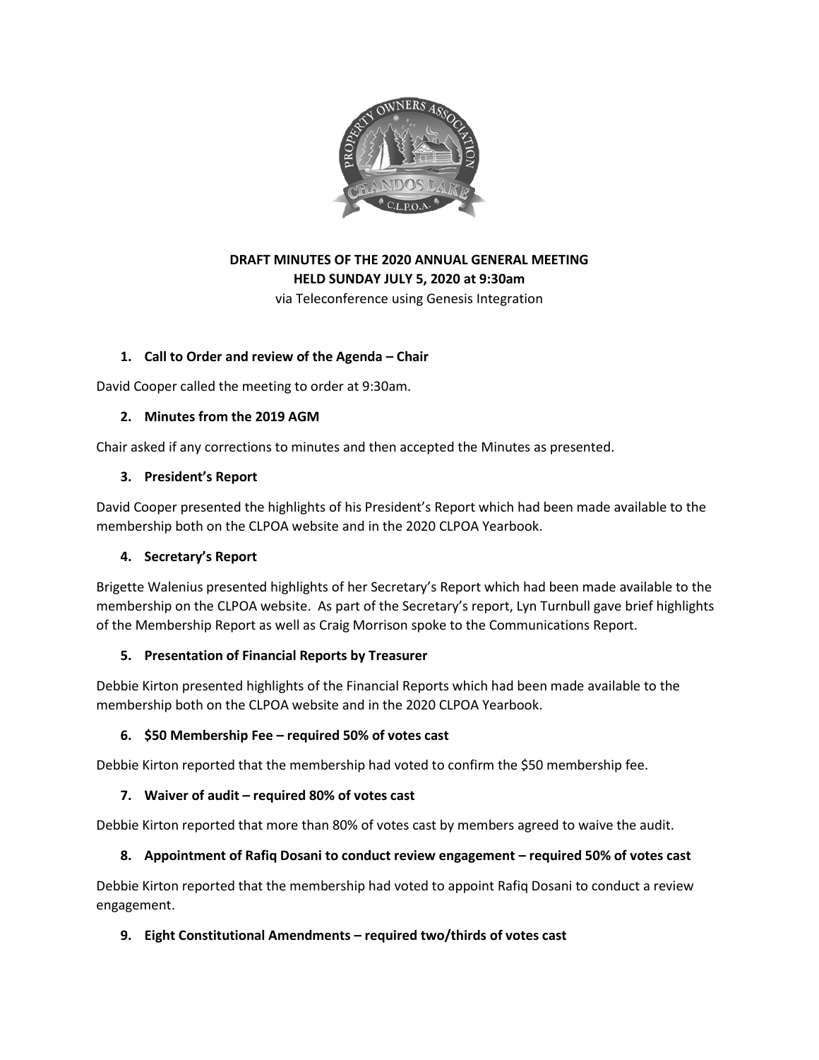# DRAFT MINUTES OF THE 2020 ANNUAL GENERAL MEETING
## HELD SUNDAY JULY 5, 2020 at 9:30am

via Teleconference using Genesis Integration

1. **Call to Order and review of the Agenda – Chair**

David Cooper called the meeting to order at 9:30am.

2. **Minutes from the 2019 AGM**

Chair asked if any corrections to minutes and then accepted the Minutes as presented.

3. **President's Report**

David Cooper presented the highlights of his President's Report which had been made available to the membership both on the CLPOA website and in the 2020 CLPOA Yearbook.

4. **Secretary's Report**

Brigette Walenius presented highlights of her Secretary's Report which had been made available to the membership on the CLPOA website. As part of the Secretary's report, Lyn Turnbull gave brief highlights of the Membership Report as well as Craig Morrison spoke to the Communications Report.

5. **Presentation of Financial Reports by Treasurer**

Debbie Kirton presented highlights of the Financial Reports which had been made available to the membership both on the CLPOA website and in the 2020 CLPOA Yearbook.

6. **$50 Membership Fee – required 50% of votes cast**

Debbie Kirton reported that the membership had voted to confirm the $50 membership fee.

7. **Waiver of audit – required 80% of votes cast**

Debbie Kirton reported that more than 80% of votes cast by members agreed to waive the audit.

8. **Appointment of Rafiq Dosani to conduct review engagement – required 50% of votes cast**

Debbie Kirton reported that the membership had voted to appoint Rafiq Dosani to conduct a review engagement.

9. **Eight Constitutional Amendments – required two/thirds of votes cast**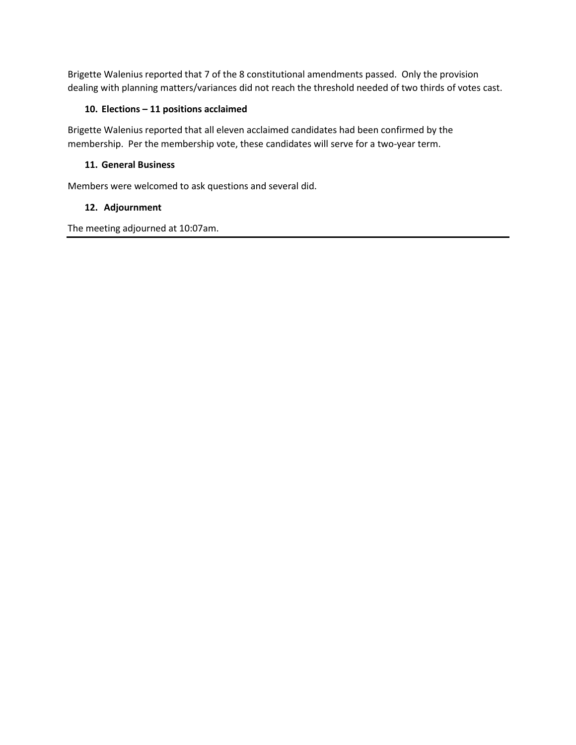Brigette Walenius reported that 7 of the 8 constitutional amendments passed. Only the provision dealing with planning matters/variances did not reach the threshold needed of two thirds of votes cast.

### 10. Elections – 11 positions acclaimed

Brigette Walenius reported that all eleven acclaimed candidates had been confirmed by the membership. Per the membership vote, these candidates will serve for a two-year term.

### 11. General Business

Members were welcomed to ask questions and several did.

### 12. Adjournment

The meeting adjourned at 10:07am.